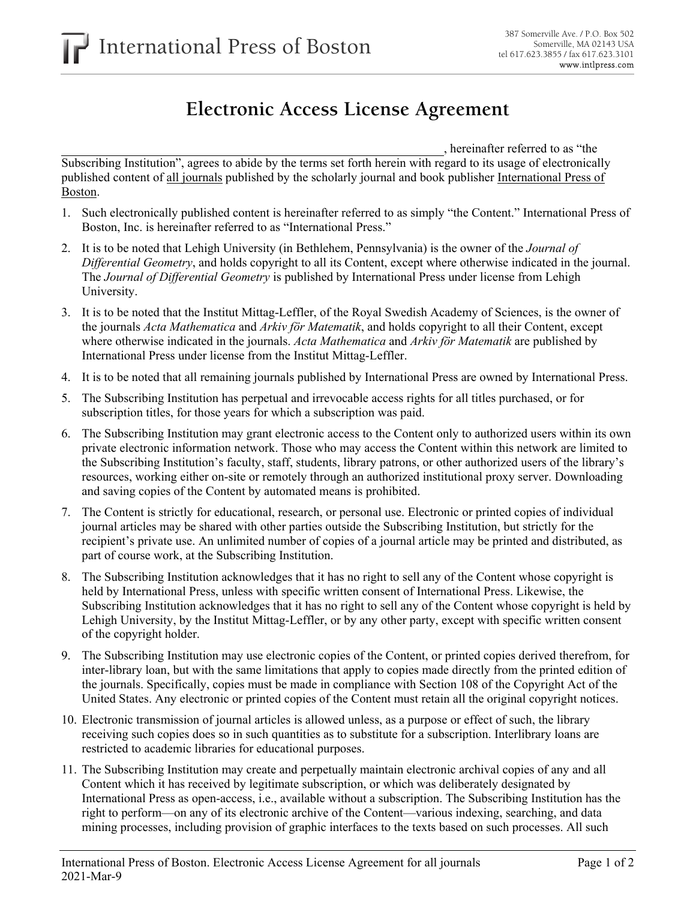International Press of Boston

387 Somerville Ave. / P.O. Box 502
Somerville, MA 02143 USA
tel 617.623.3855 / fax 617.623.3101
www.intlpress.com

# Electronic Access License Agreement

\_\_\_\_\_\_\_\_\_\_\_\_\_\_\_\_\_\_\_\_\_\_\_\_\_\_\_\_\_\_\_\_\_\_\_\_\_\_\_\_\_\_\_\_\_\_\_\_\_\_, hereinafter referred to as "the Subscribing Institution", agrees to abide by the terms set forth herein with regard to its usage of electronically published content of <u>all journals</u> published by the scholarly journal and book publisher <u>International Press of Boston</u>.

1. Such electronically published content is hereinafter referred to as simply "the Content." International Press of Boston, Inc. is hereinafter referred to as "International Press."
2. It is to be noted that Lehigh University (in Bethlehem, Pennsylvania) is the owner of the *Journal of Differential Geometry*, and holds copyright to all its Content, except where otherwise indicated in the journal. The *Journal of Differential Geometry* is published by International Press under license from Lehigh University.
3. It is to be noted that the Institut Mittag-Leffler, of the Royal Swedish Academy of Sciences, is the owner of the journals *Acta Mathematica* and *Arkiv för Matematik*, and holds copyright to all their Content, except where otherwise indicated in the journals. *Acta Mathematica* and *Arkiv för Matematik* are published by International Press under license from the Institut Mittag-Leffler.
4. It is to be noted that all remaining journals published by International Press are owned by International Press.
5. The Subscribing Institution has perpetual and irrevocable access rights for all titles purchased, or for subscription titles, for those years for which a subscription was paid.
6. The Subscribing Institution may grant electronic access to the Content only to authorized users within its own private electronic information network. Those who may access the Content within this network are limited to the Subscribing Institution's faculty, staff, students, library patrons, or other authorized users of the library's resources, working either on-site or remotely through an authorized institutional proxy server. Downloading and saving copies of the Content by automated means is prohibited.
7. The Content is strictly for educational, research, or personal use. Electronic or printed copies of individual journal articles may be shared with other parties outside the Subscribing Institution, but strictly for the recipient's private use. An unlimited number of copies of a journal article may be printed and distributed, as part of course work, at the Subscribing Institution.
8. The Subscribing Institution acknowledges that it has no right to sell any of the Content whose copyright is held by International Press, unless with specific written consent of International Press. Likewise, the Subscribing Institution acknowledges that it has no right to sell any of the Content whose copyright is held by Lehigh University, by the Institut Mittag-Leffler, or by any other party, except with specific written consent of the copyright holder.
9. The Subscribing Institution may use electronic copies of the Content, or printed copies derived therefrom, for inter-library loan, but with the same limitations that apply to copies made directly from the printed edition of the journals. Specifically, copies must be made in compliance with Section 108 of the Copyright Act of the United States. Any electronic or printed copies of the Content must retain all the original copyright notices.
10. Electronic transmission of journal articles is allowed unless, as a purpose or effect of such, the library receiving such copies does so in such quantities as to substitute for a subscription. Interlibrary loans are restricted to academic libraries for educational purposes.
11. The Subscribing Institution may create and perpetually maintain electronic archival copies of any and all Content which it has received by legitimate subscription, or which was deliberately designated by International Press as open-access, i.e., available without a subscription. The Subscribing Institution has the right to perform—on any of its electronic archive of the Content—various indexing, searching, and data mining processes, including provision of graphic interfaces to the texts based on such processes. All such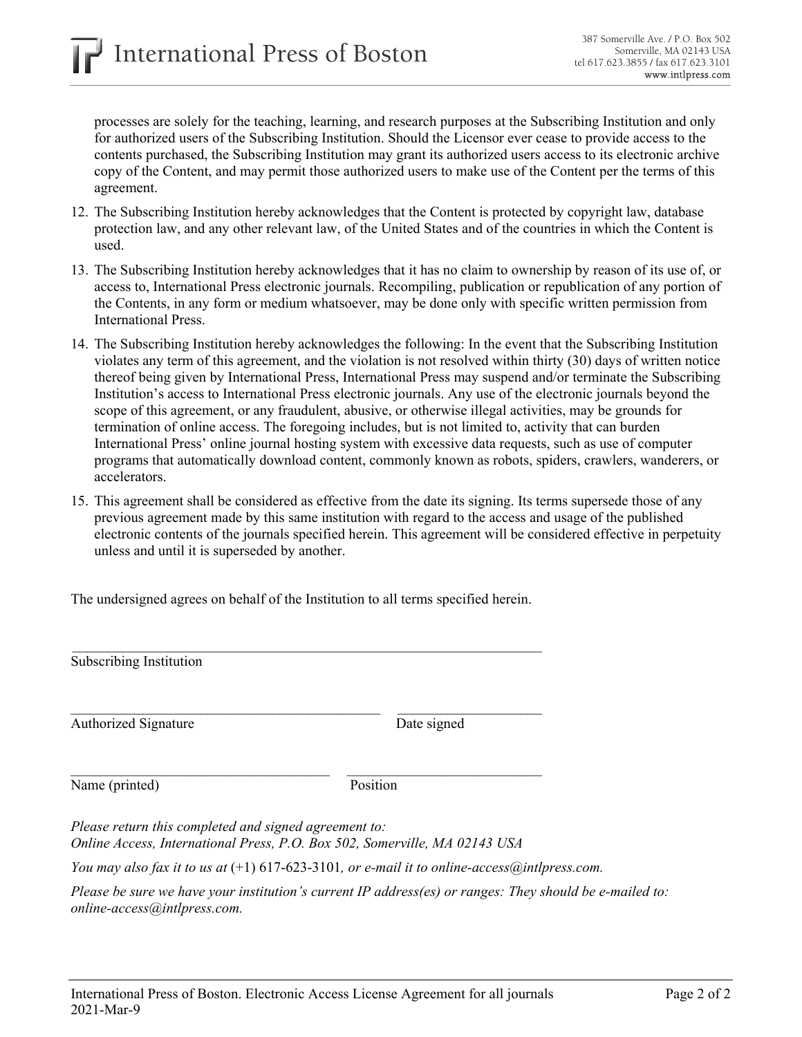processes are solely for the teaching, learning, and research purposes at the Subscribing Institution and only for authorized users of the Subscribing Institution. Should the Licensor ever cease to provide access to the contents purchased, the Subscribing Institution may grant its authorized users access to its electronic archive copy of the Content, and may permit those authorized users to make use of the Content per the terms of this agreement.

12. The Subscribing Institution hereby acknowledges that the Content is protected by copyright law, database protection law, and any other relevant law, of the United States and of the countries in which the Content is used.
13. The Subscribing Institution hereby acknowledges that it has no claim to ownership by reason of its use of, or access to, International Press electronic journals. Recompiling, publication or republication of any portion of the Contents, in any form or medium whatsoever, may be done only with specific written permission from International Press.
14. The Subscribing Institution hereby acknowledges the following: In the event that the Subscribing Institution violates any term of this agreement, and the violation is not resolved within thirty (30) days of written notice thereof being given by International Press, International Press may suspend and/or terminate the Subscribing Institution's access to International Press electronic journals. Any use of the electronic journals beyond the scope of this agreement, or any fraudulent, abusive, or otherwise illegal activities, may be grounds for termination of online access. The foregoing includes, but is not limited to, activity that can burden International Press' online journal hosting system with excessive data requests, such as use of computer programs that automatically download content, commonly known as robots, spiders, crawlers, wanderers, or accelerators.
15. This agreement shall be considered as effective from the date its signing. Its terms supersede those of any previous agreement made by this same institution with regard to the access and usage of the published electronic contents of the journals specified herein. This agreement will be considered effective in perpetuity unless and until it is superseded by another.

The undersigned agrees on behalf of the Institution to all terms specified herein.

\_\_\_\_\_\_\_\_\_\_\_\_\_\_\_\_\_\_\_\_\_\_\_\_\_\_\_\_\_\_\_\_\_\_\_\_\_\_\_\_\_\_\_\_\_\_\_\_\_\_\_\_\_\_\_\_\_\_\_\_\_\_

Subscribing Institution

\_\_\_\_\_\_\_\_\_\_\_\_\_\_\_\_\_\_\_\_\_\_\_\_\_\_\_\_\_\_\_\_\_\_\_\_\_\_\_\_\_\_ \_\_\_\_\_\_\_\_\_\_\_\_\_\_\_\_\_\_\_\_

Authorized Signature Date signed

\_\_\_\_\_\_\_\_\_\_\_\_\_\_\_\_\_\_\_\_\_\_\_\_\_\_\_\_\_\_\_\_\_\_\_\_ \_\_\_\_\_\_\_\_\_\_\_\_\_\_\_\_\_\_\_\_\_\_\_\_\_\_\_

Name (printed) Position

*Please return this completed and signed agreement to:*
*Online Access, International Press, P.O. Box 502, Somerville, MA 02143 USA*

*You may also fax it to us at* (+1) 617-623-3101*, or e-mail it to online-access@intlpress.com.*

*Please be sure we have your institution's current IP address(es) or ranges: They should be e-mailed to: online-access@intlpress.com.*